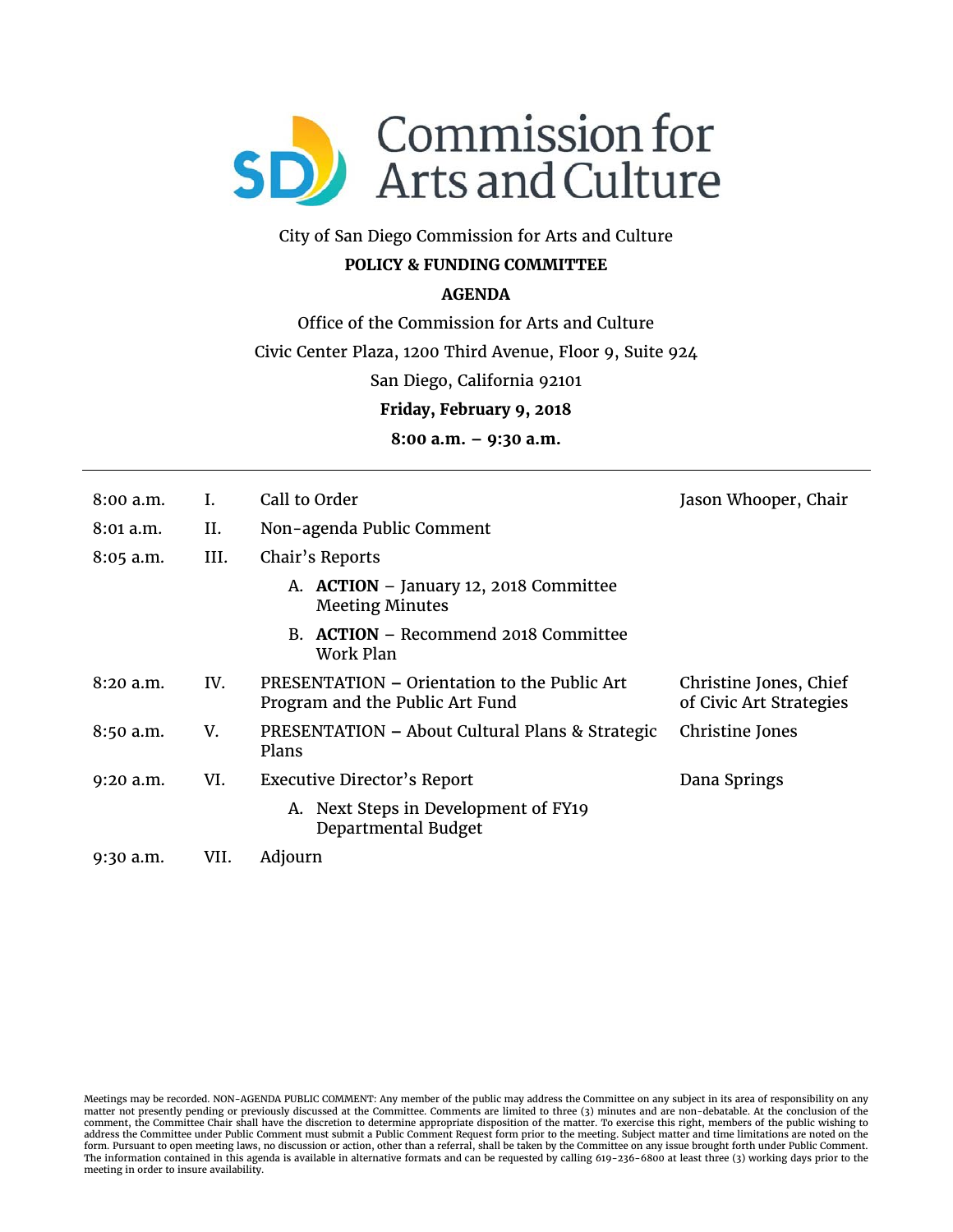# Commission for Arts and Culture

City of San Diego Commission for Arts and Culture

**POLICY & FUNDING COMMITTEE**

**AGENDA**

Office of the Commission for Arts and Culture

Civic Center Plaza, 1200 Third Avenue, Floor 9, Suite 924

San Diego, California 92101

**Friday, February 9, 2018**

**8:00 a.m. – 9:30 a.m.**

---

| | | | |
|---|---|---|---|
| 8:00 a.m. | I. | Call to Order | Jason Whooper, Chair |
| 8:01 a.m. | II. | Non-agenda Public Comment | |
| 8:05 a.m. | III. | Chair's Reports | |
| | | A. **ACTION** – January 12, 2018 Committee Meeting Minutes | |
| | | B. **ACTION** – Recommend 2018 Committee Work Plan | |
| 8:20 a.m. | IV. | PRESENTATION – Orientation to the Public Art Program and the Public Art Fund | Christine Jones, Chief of Civic Art Strategies |
| 8:50 a.m. | V. | PRESENTATION – About Cultural Plans & Strategic Plans | Christine Jones |
| 9:20 a.m. | VI. | Executive Director's Report | Dana Springs |
| | | A. Next Steps in Development of FY19 Departmental Budget | |
| 9:30 a.m. | VII. | Adjourn | |

Meetings may be recorded. NON-AGENDA PUBLIC COMMENT: Any member of the public may address the Committee on any subject in its area of responsibility on any matter not presently pending or previously discussed at the Committee. Comments are limited to three (3) minutes and are non-debatable. At the conclusion of the comment, the Committee Chair shall have the discretion to determine appropriate disposition of the matter. To exercise this right, members of the public wishing to address the Committee under Public Comment must submit a Public Comment Request form prior to the meeting. Subject matter and time limitations are noted on the form. Pursuant to open meeting laws, no discussion or action, other than a referral, shall be taken by the Committee on any issue brought forth under Public Comment. The information contained in this agenda is available in alternative formats and can be requested by calling 619-236-6800 at least three (3) working days prior to the meeting in order to insure availability.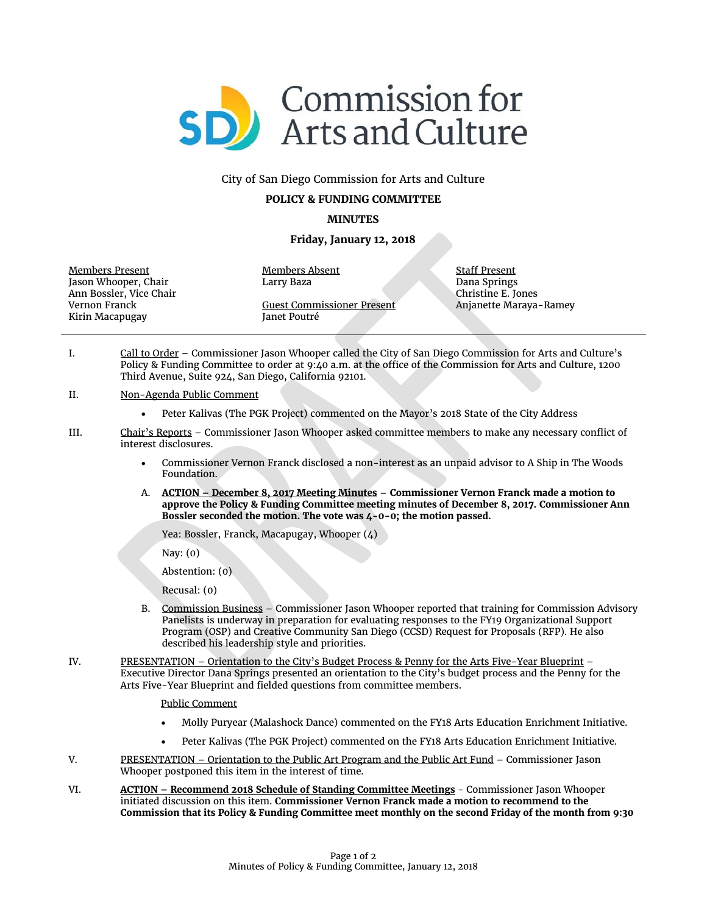City of San Diego Commission for Arts and Culture

**POLICY & FUNDING COMMITTEE**

**MINUTES**

**Friday, January 12, 2018**

| Members Present | Members Absent | Staff Present |
|---|---|---|
| Jason Whooper, Chair | Larry Baza | Dana Springs |
| Ann Bossler, Vice Chair | | Christine E. Jones |
| Vernon Franck | Guest Commissioner Present | Anjanette Maraya-Ramey |
| Kirin Macapugay | Janet Poutré | |

---

I. Call to Order – Commissioner Jason Whooper called the City of San Diego Commission for Arts and Culture's Policy & Funding Committee to order at 9:40 a.m. at the office of the Commission for Arts and Culture, 1200 Third Avenue, Suite 924, San Diego, California 92101.

II. Non-Agenda Public Comment

- Peter Kalivas (The PGK Project) commented on the Mayor's 2018 State of the City Address

III. Chair's Reports – Commissioner Jason Whooper asked committee members to make any necessary conflict of interest disclosures.

- Commissioner Vernon Franck disclosed a non-interest as an unpaid advisor to A Ship in The Woods Foundation.

A. **ACTION – December 8, 2017 Meeting Minutes – Commissioner Vernon Franck made a motion to approve the Policy & Funding Committee meeting minutes of December 8, 2017. Commissioner Ann Bossler seconded the motion. The vote was 4-0-0; the motion passed.**

Yea: Bossler, Franck, Macapugay, Whooper (4)

Nay: (0)

Abstention: (0)

Recusal: (0)

B. Commission Business – Commissioner Jason Whooper reported that training for Commission Advisory Panelists is underway in preparation for evaluating responses to the FY19 Organizational Support Program (OSP) and Creative Community San Diego (CCSD) Request for Proposals (RFP). He also described his leadership style and priorities.

IV. PRESENTATION – Orientation to the City's Budget Process & Penny for the Arts Five-Year Blueprint – Executive Director Dana Springs presented an orientation to the City's budget process and the Penny for the Arts Five-Year Blueprint and fielded questions from committee members.

Public Comment

- Molly Puryear (Malashock Dance) commented on the FY18 Arts Education Enrichment Initiative.
- Peter Kalivas (The PGK Project) commented on the FY18 Arts Education Enrichment Initiative.

V. PRESENTATION – Orientation to the Public Art Program and the Public Art Fund – Commissioner Jason Whooper postponed this item in the interest of time.

VI. **ACTION – Recommend 2018 Schedule of Standing Committee Meetings** - Commissioner Jason Whooper initiated discussion on this item. **Commissioner Vernon Franck made a motion to recommend to the Commission that its Policy & Funding Committee meet monthly on the second Friday of the month from 9:30**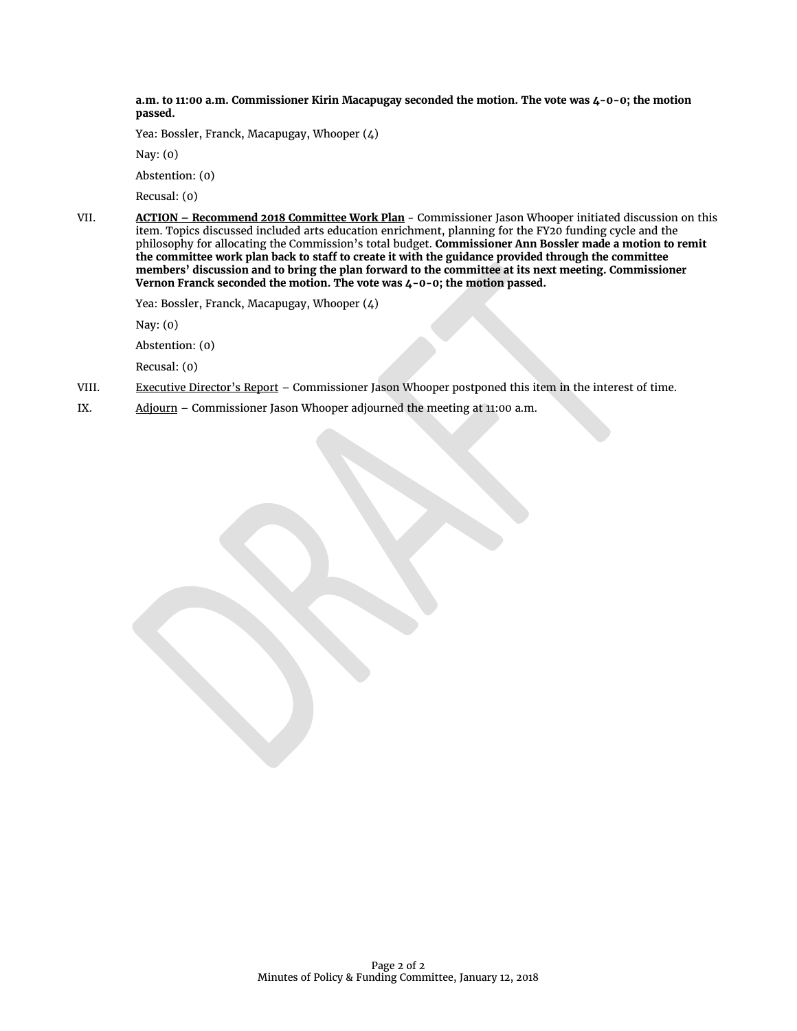**a.m. to 11:00 a.m. Commissioner Kirin Macapugay seconded the motion. The vote was 4-0-0; the motion passed.**

Yea: Bossler, Franck, Macapugay, Whooper (4)

Nay: (0)

Abstention: (0)

Recusal: (0)

VII. **ACTION – Recommend 2018 Committee Work Plan** - Commissioner Jason Whooper initiated discussion on this item. Topics discussed included arts education enrichment, planning for the FY20 funding cycle and the philosophy for allocating the Commission's total budget. **Commissioner Ann Bossler made a motion to remit the committee work plan back to staff to create it with the guidance provided through the committee members' discussion and to bring the plan forward to the committee at its next meeting. Commissioner Vernon Franck seconded the motion. The vote was 4-0-0; the motion passed.**

Yea: Bossler, Franck, Macapugay, Whooper (4)

Nay: (0)

Abstention: (0)

Recusal: (0)

VIII. Executive Director's Report – Commissioner Jason Whooper postponed this item in the interest of time.

IX. Adjourn – Commissioner Jason Whooper adjourned the meeting at 11:00 a.m.